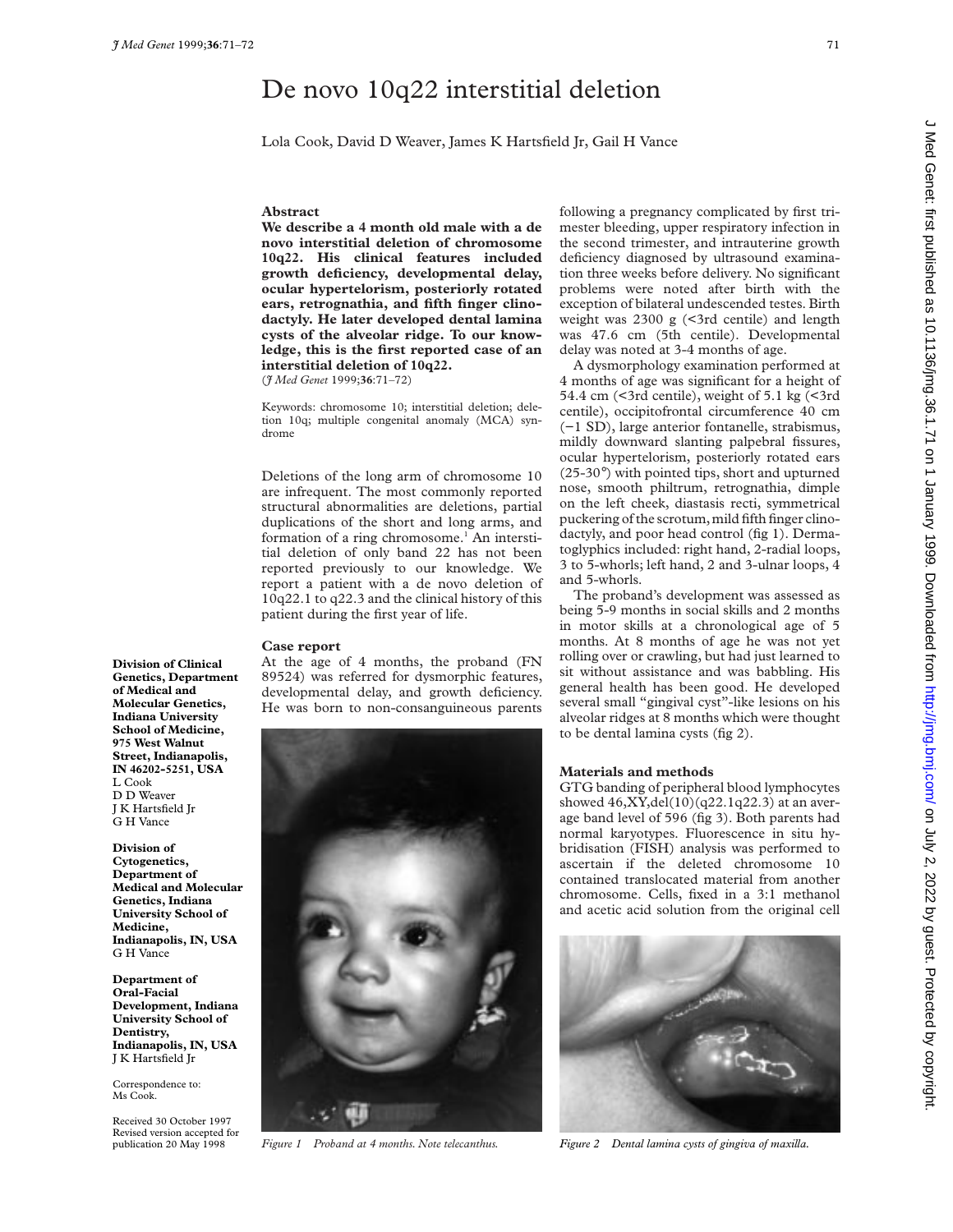# De novo 10q22 interstitial deletion

Lola Cook, David D Weaver, James K Hartsfield Jr, Gail H Vance

## Abstract

**We describe a 4 month old male with a de novo interstitial deletion of chromosome 10q22. His clinical features included growth deficiency, developmental delay, ocular hypertelorism, posteriorly rotated ears, retrognathia, and fifth finger clinodactyly. He later developed dental lamina cysts of the alveolar ridge. To our knowledge, this is the first reported case of an interstitial deletion of 10q22.**

(*J Med Genet* 1999;**36**:71–72)

Keywords: chromosome 10; interstitial deletion; deletion 10q; multiple congenital anomaly (MCA) syndrome

Deletions of the long arm of chromosome 10 are infrequent. The most commonly reported structural abnormalities are deletions, partial duplications of the short and long arms, and formation of a ring chromosome.[1] An interstitial deletion of only band 22 has not been reported previously to our knowledge. We report a patient with a de novo deletion of 10q22.1 to q22.3 and the clinical history of this patient during the first year of life.

## Case report

At the age of 4 months, the proband (FN 89524) was referred for dysmorphic features, developmental delay, and growth deficiency. He was born to non-consanguineous parents following a pregnancy complicated by first trimester bleeding, upper respiratory infection in the second trimester, and intrauterine growth deficiency diagnosed by ultrasound examination three weeks before delivery. No significant problems were noted after birth with the exception of bilateral undescended testes. Birth weight was 2300 g (<3rd centile) and length was 47.6 cm (5th centile). Developmental delay was noted at 3-4 months of age.

A dysmorphology examination performed at 4 months of age was significant for a height of 54.4 cm (<3rd centile), weight of 5.1 kg (<3rd centile), occipitofrontal circumference 40 cm (−1 SD), large anterior fontanelle, strabismus, mildly downward slanting palpebral fissures, ocular hypertelorism, posteriorly rotated ears (25-30°) with pointed tips, short and upturned nose, smooth philtrum, retrognathia, dimple on the left cheek, diastasis recti, symmetrical puckering of the scrotum, mild fifth finger clinodactyly, and poor head control (fig 1). Dermatoglyphics included: right hand, 2-radial loops, 3 to 5-whorls; left hand, 2 and 3-ulnar loops, 4 and 5-whorls.

The proband's development was assessed as being 5-9 months in social skills and 2 months in motor skills at a chronological age of 5 months. At 8 months of age he was not yet rolling over or crawling, but had just learned to sit without assistance and was babbling. His general health has been good. He developed several small "gingival cyst"-like lesions on his alveolar ridges at 8 months which were thought to be dental lamina cysts (fig 2).

Figure 1 Proband at 4 months. Note telecanthus.

Figure 2 Dental lamina cysts of gingiva of maxilla.

## Materials and methods

GTG banding of peripheral blood lymphocytes showed 46,XY,del(10)(q22.1q22.3) at an average band level of 596 (fig 3). Both parents had normal karyotypes. Fluorescence in situ hybridisation (FISH) analysis was performed to ascertain if the deleted chromosome 10 contained translocated material from another chromosome. Cells, fixed in a 3:1 methanol and acetic acid solution from the original cell

**Division of Clinical Genetics, Department of Medical and Molecular Genetics, Indiana University School of Medicine, 975 West Walnut Street, Indianapolis, IN 46202-5251, USA**
L Cook
D D Weaver
J K Hartsfield Jr
G H Vance

**Division of Cytogenetics, Department of Medical and Molecular Genetics, Indiana University School of Medicine, Indianapolis, IN, USA**
G H Vance

**Department of Oral-Facial Development, Indiana University School of Dentistry, Indianapolis, IN, USA**
J K Hartsfield Jr

Correspondence to: Ms Cook.

Received 30 October 1997
Revised version accepted for publication 20 May 1998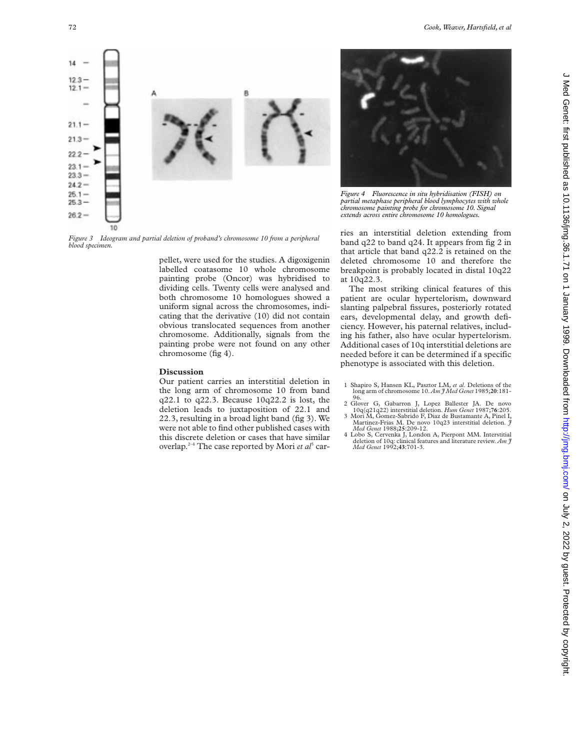14
12.3
12.1
21.1
21.3
22.2
23.1
23.3
24.2
25.1
25.3
26.2
10

A

B

*Figure 3 Ideogram and partial deletion of proband's chromosome 10 from a peripheral blood specimen.*

*Figure 4 Fluorescence in situ hybridisation (FISH) on partial metaphase peripheral blood lymphocytes with whole chromosome painting probe for chromosome 10. Signal extends across entire chromosome 10 homologues.*

pellet, were used for the studies. A digoxigenin labelled coatasome 10 whole chromosome painting probe (Oncor) was hybridised to dividing cells. Twenty cells were analysed and both chromosome 10 homologues showed a uniform signal across the chromosomes, indicating that the derivative (10) did not contain obvious translocated sequences from another chromosome. Additionally, signals from the painting probe were not found on any other chromosome (fig 4).

## Discussion

Our patient carries an interstitial deletion in the long arm of chromosome 10 from band q22.1 to q22.3. Because 10q22.2 is lost, the deletion leads to juxtaposition of 22.1 and 22.3, resulting in a broad light band (fig 3). We were not able to find other published cases with this discrete deletion or cases that have similar overlap.[2–4] The case reported by Mori *et al*[3] carries an interstitial deletion extending from band q22 to band q24. It appears from fig 2 in that article that band q22.2 is retained on the deleted chromosome 10 and therefore the breakpoint is probably located in distal 10q22 at 10q22.3.

The most striking clinical features of this patient are ocular hypertelorism, downward slanting palpebral fissures, posteriorly rotated ears, developmental delay, and growth deficiency. However, his paternal relatives, including his father, also have ocular hypertelorism. Additional cases of 10q interstitial deletions are needed before it can be determined if a specific phenotype is associated with this deletion.

1. Shapiro S, Hansen KL, Pasztor LM, *et al.* Deletions of the long arm of chromosome 10. *Am J Med Genet* 1985;**20**:181-96.
2. Glover G, Gabarron J, Lopez Ballester JA. De novo 10q(q21q22) interstitial deletion. *Hum Genet* 1987;**76**:205.
3. Mori M, Gomez-Sabrido F, Diaz de Bustamante A, Pinel I, Martinez-Frias M. De novo 10q23 interstitial deletion. *J Med Genet* 1988;**25**:209-12.
4. Lobo S, Cervenka J, London A, Pierpont MM. Interstitial deletion of 10q: clinical features and literature review. *Am J Med Genet* 1992;**43**:701-3.